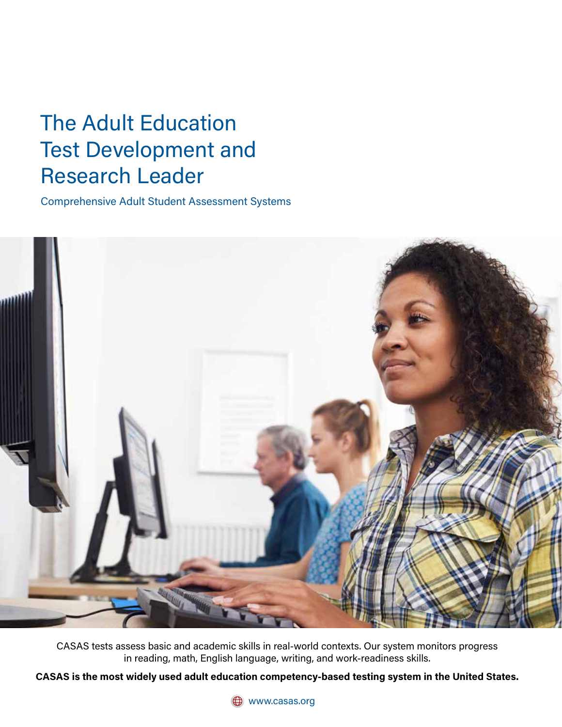# The Adult Education Test Development and Research Leader

Comprehensive Adult Student Assessment Systems

CASAS tests assess basic and academic skills in real-world contexts. Our system monitors progress in reading, math, English language, writing, and work-readiness skills.

**CASAS is the most widely used adult education competency-based testing system in the United States.**

www.casas.org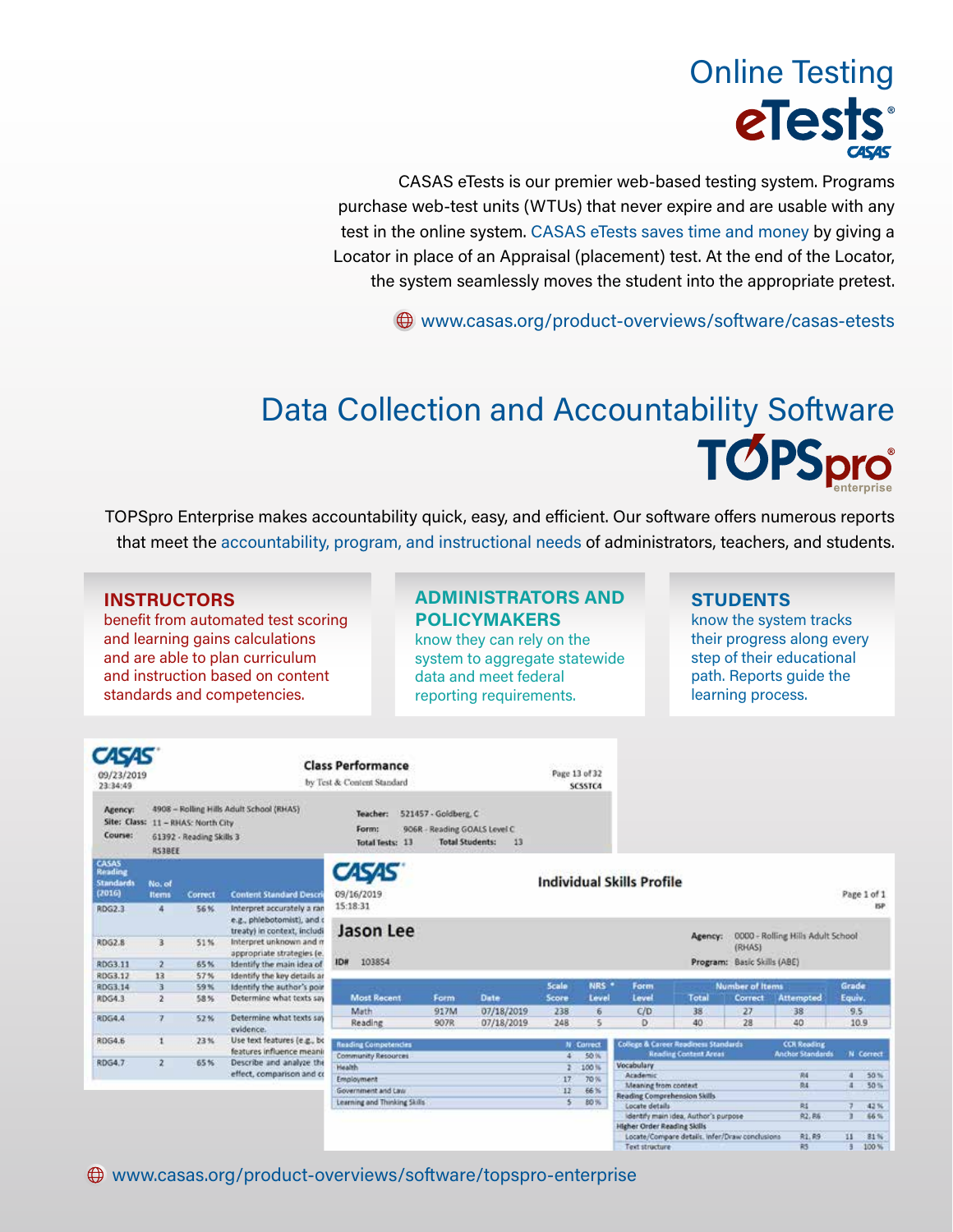# Online Testing

## eTests®

CASAS eTests is our premier web-based testing system. Programs purchase web-test units (WTUs) that never expire and are usable with any test in the online system. CASAS eTests saves time and money by giving a Locator in place of an Appraisal (placement) test. At the end of the Locator, the system seamlessly moves the student into the appropriate pretest.

www.casas.org/product-overviews/software/casas-etests

# Data Collection and Accountability Software

## TOPSpro® enterprise

TOPSpro Enterprise makes accountability quick, easy, and efficient. Our software offers numerous reports that meet the accountability, program, and instructional needs of administrators, teachers, and students.

### INSTRUCTORS

benefit from automated test scoring and learning gains calculations and are able to plan curriculum and instruction based on content standards and competencies.

### ADMINISTRATORS AND POLICYMAKERS

know they can rely on the system to aggregate statewide data and meet federal reporting requirements.

### STUDENTS

know the system tracks their progress along every step of their educational path. Reports guide the learning process.

www.casas.org/product-overviews/software/topspro-enterprise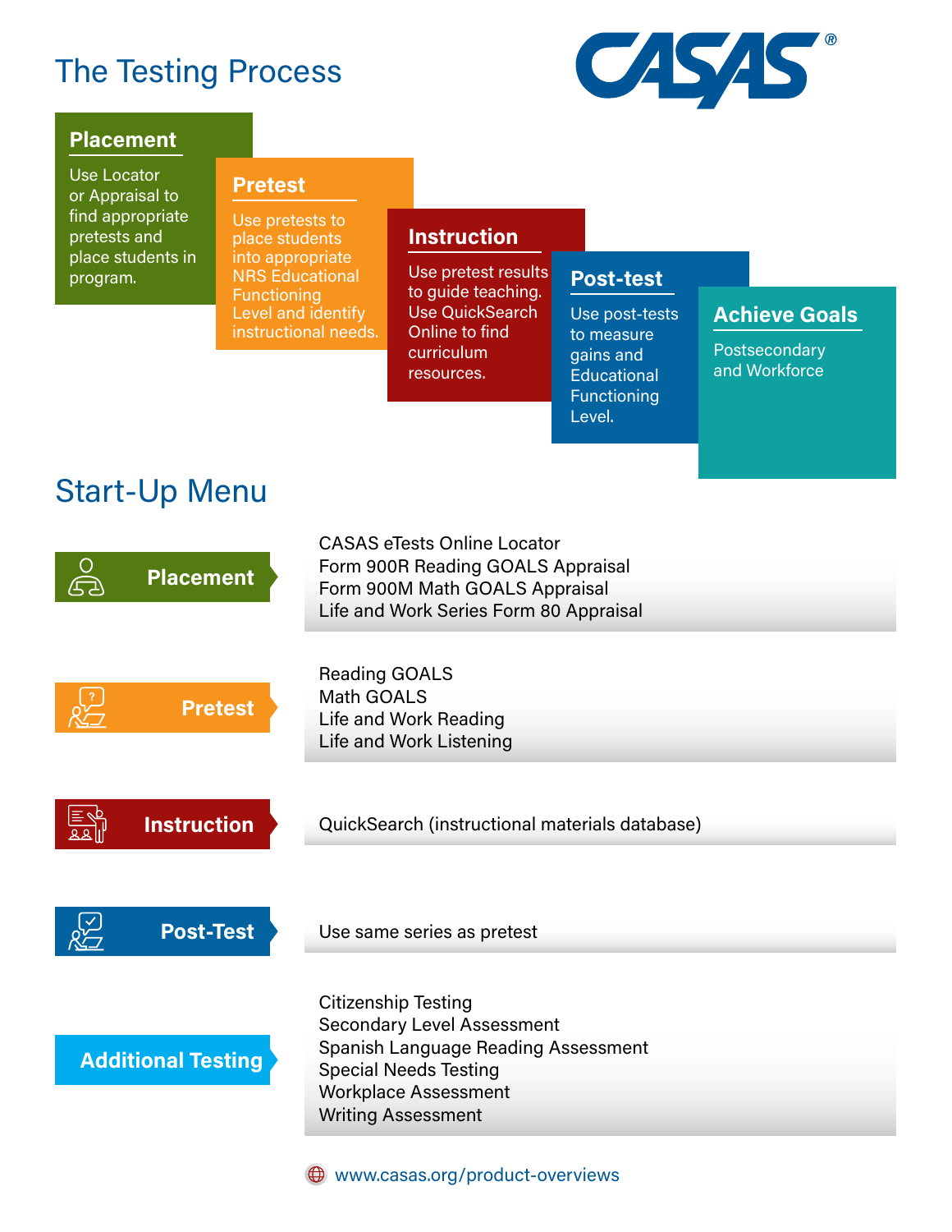# The Testing Process

CASAS®

### Placement

Use Locator or Appraisal to find appropriate pretests and place students in program.

### Pretest

Use pretests to place students into appropriate NRS Educational Functioning Level and identify instructional needs.

### Instruction

Use pretest results to guide teaching. Use QuickSearch Online to find curriculum resources.

### Post-test

Use post-tests to measure gains and Educational Functioning Level.

### Achieve Goals

Postsecondary and Workforce

# Start-Up Menu

**Placement**

- CASAS eTests Online Locator
- Form 900R Reading GOALS Appraisal
- Form 900M Math GOALS Appraisal
- Life and Work Series Form 80 Appraisal

**Pretest**

- Reading GOALS
- Math GOALS
- Life and Work Reading
- Life and Work Listening

**Instruction**

- QuickSearch (instructional materials database)

**Post-Test**

- Use same series as pretest

**Additional Testing**

- Citizenship Testing
- Secondary Level Assessment
- Spanish Language Reading Assessment
- Special Needs Testing
- Workplace Assessment
- Writing Assessment

www.casas.org/product-overviews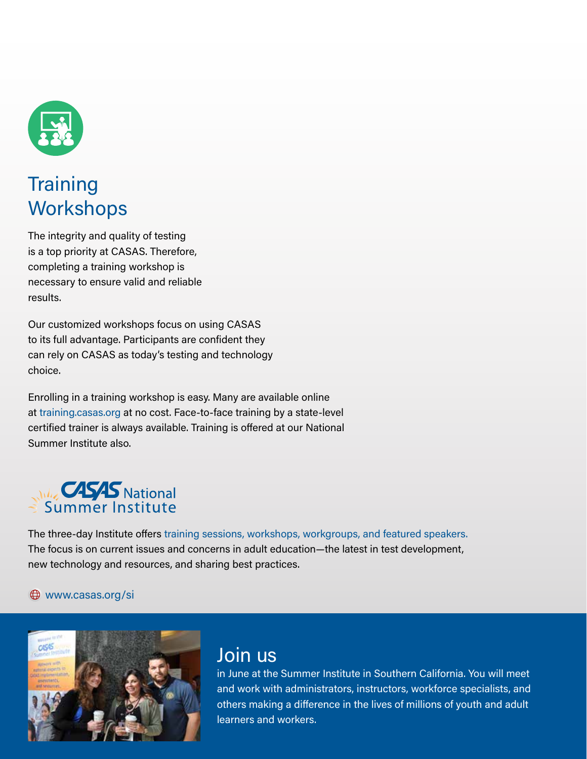## Training Workshops

The integrity and quality of testing is a top priority at CASAS. Therefore, completing a training workshop is necessary to ensure valid and reliable results.

Our customized workshops focus on using CASAS to its full advantage. Participants are confident they can rely on CASAS as today's testing and technology choice.

Enrolling in a training workshop is easy. Many are available online at training.casas.org at no cost. Face-to-face training by a state-level certified trainer is always available. Training is offered at our National Summer Institute also.

## CASAS National Summer Institute

The three-day Institute offers training sessions, workshops, workgroups, and featured speakers. The focus is on current issues and concerns in adult education—the latest in test development, new technology and resources, and sharing best practices.

www.casas.org/si

## Join us

in June at the Summer Institute in Southern California. You will meet and work with administrators, instructors, workforce specialists, and others making a difference in the lives of millions of youth and adult learners and workers.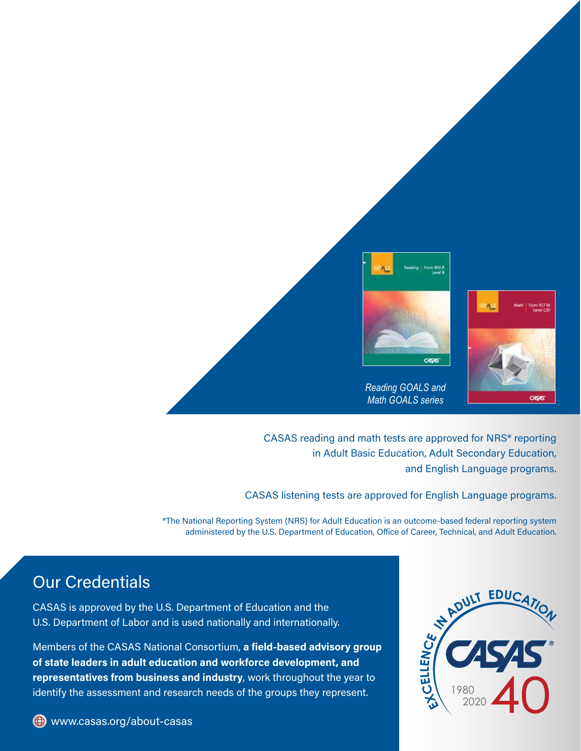*Reading GOALS and Math GOALS series*

CASAS reading and math tests are approved for NRS* reporting in Adult Basic Education, Adult Secondary Education, and English Language programs.

CASAS listening tests are approved for English Language programs.

*The National Reporting System (NRS) for Adult Education is an outcome-based federal reporting system administered by the U.S. Department of Education, Office of Career, Technical, and Adult Education.

## Our Credentials

CASAS is approved by the U.S. Department of Education and the U.S. Department of Labor and is used nationally and internationally.

Members of the CASAS National Consortium, **a field-based advisory group of state leaders in adult education and workforce development, and representatives from business and industry**, work throughout the year to identify the assessment and research needs of the groups they represent.

www.casas.org/about-casas

EXCELLENCE IN ADULT EDUCATION

CASAS®

1980
2020 40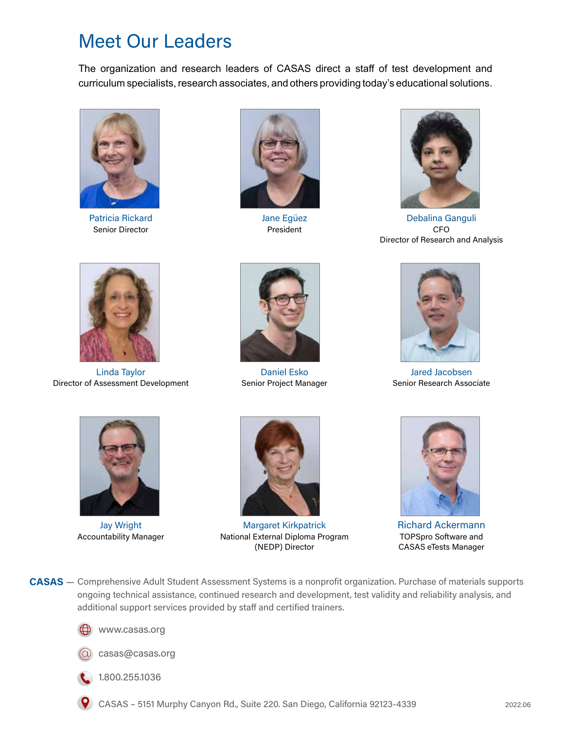# Meet Our Leaders

The organization and research leaders of CASAS direct a staff of test development and curriculum specialists, research associates, and others providing today's educational solutions.

Patricia Rickard
Senior Director

Jane Egüez
President

Debalina Ganguli
CFO
Director of Research and Analysis

Linda Taylor
Director of Assessment Development

Daniel Esko
Senior Project Manager

Jared Jacobsen
Senior Research Associate

Jay Wright
Accountability Manager

Margaret Kirkpatrick
National External Diploma Program (NEDP) Director

Richard Ackermann
TOPSpro Software and CASAS eTests Manager

**CASAS** — Comprehensive Adult Student Assessment Systems is a nonprofit organization. Purchase of materials supports ongoing technical assistance, continued research and development, test validity and reliability analysis, and additional support services provided by staff and certified trainers.

www.casas.org

casas@casas.org

1.800.255.1036

CASAS – 5151 Murphy Canyon Rd., Suite 220. San Diego, California 92123-4339

2022.06